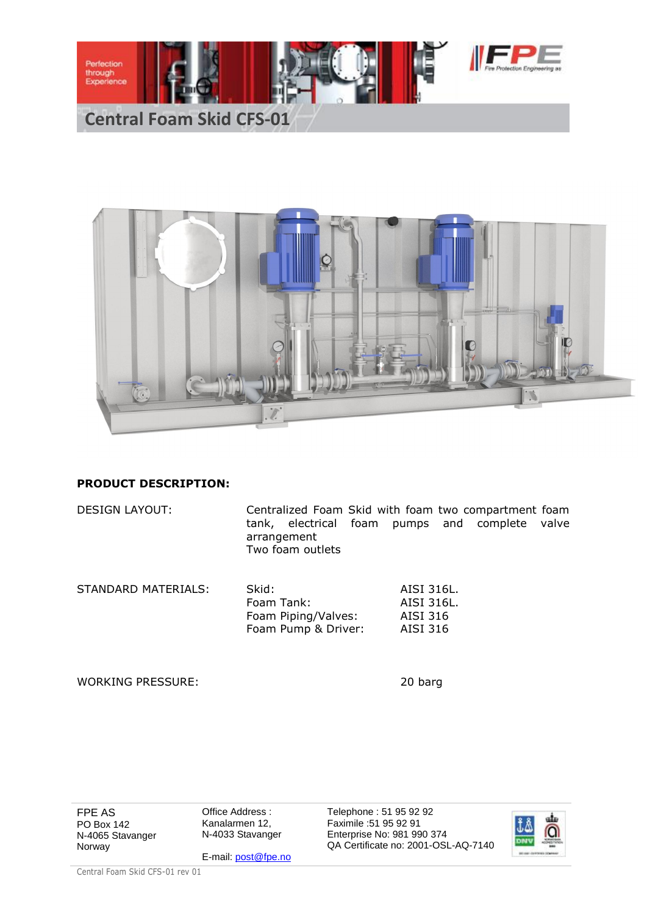# Central Foam Skid CFS-01

**PRODUCT DESCRIPTION:**

| | | |
|---|---|---|
| DESIGN LAYOUT: | Centralized Foam Skid with foam two compartment foam tank, electrical foam pumps and complete valve arrangement<br>Two foam outlets | |
| STANDARD MATERIALS: | Skid: | AISI 316L. |
| | Foam Tank: | AISI 316L. |
| | Foam Piping/Valves: | AISI 316 |
| | Foam Pump & Driver: | AISI 316 |
| WORKING PRESSURE: | | 20 barg |

FPE AS
PO Box 142
N-4065 Stavanger
Norway

Office Address :
Kanalarmen 12,
N-4033 Stavanger

E-mail: post@fpe.no

Telephone : 51 95 92 92
Faximile :51 95 92 91
Enterprise No: 981 990 374
QA Certificate no: 2001-OSL-AQ-7140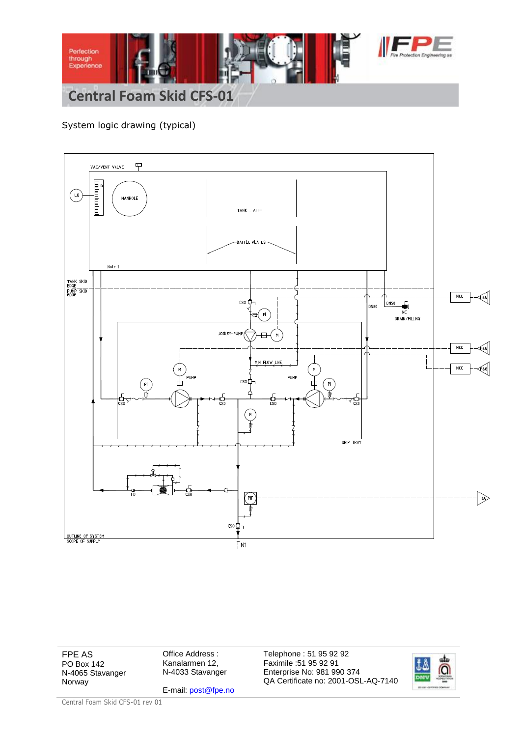# Central Foam Skid CFS-01

System logic drawing (typical)

VAC/VENT VALVE

LG

MANHOLE

TANK – AFFF

BAFFLE PLATES

Note 1

TANK SKID EDGE

PUMP SKID EDGE

CSO

PI

JOCKEY-PUMP

M

MIN FLOW LINE

DN80

DN50

NC

DRAIN/FILLING

MCC

F&G

PUMP

DRIP TRAY

FO

PIT

OUTLINE OF SYSTEM SCOPE OF SUPPLY

N1

FPE AS
PO Box 142
N-4065 Stavanger
Norway

Office Address :
Kanalarmen 12,
N-4033 Stavanger

E-mail: post@fpe.no

Telephone : 51 95 92 92
Faximile :51 95 92 91
Enterprise No: 981 990 374
QA Certificate no: 2001-OSL-AQ-7140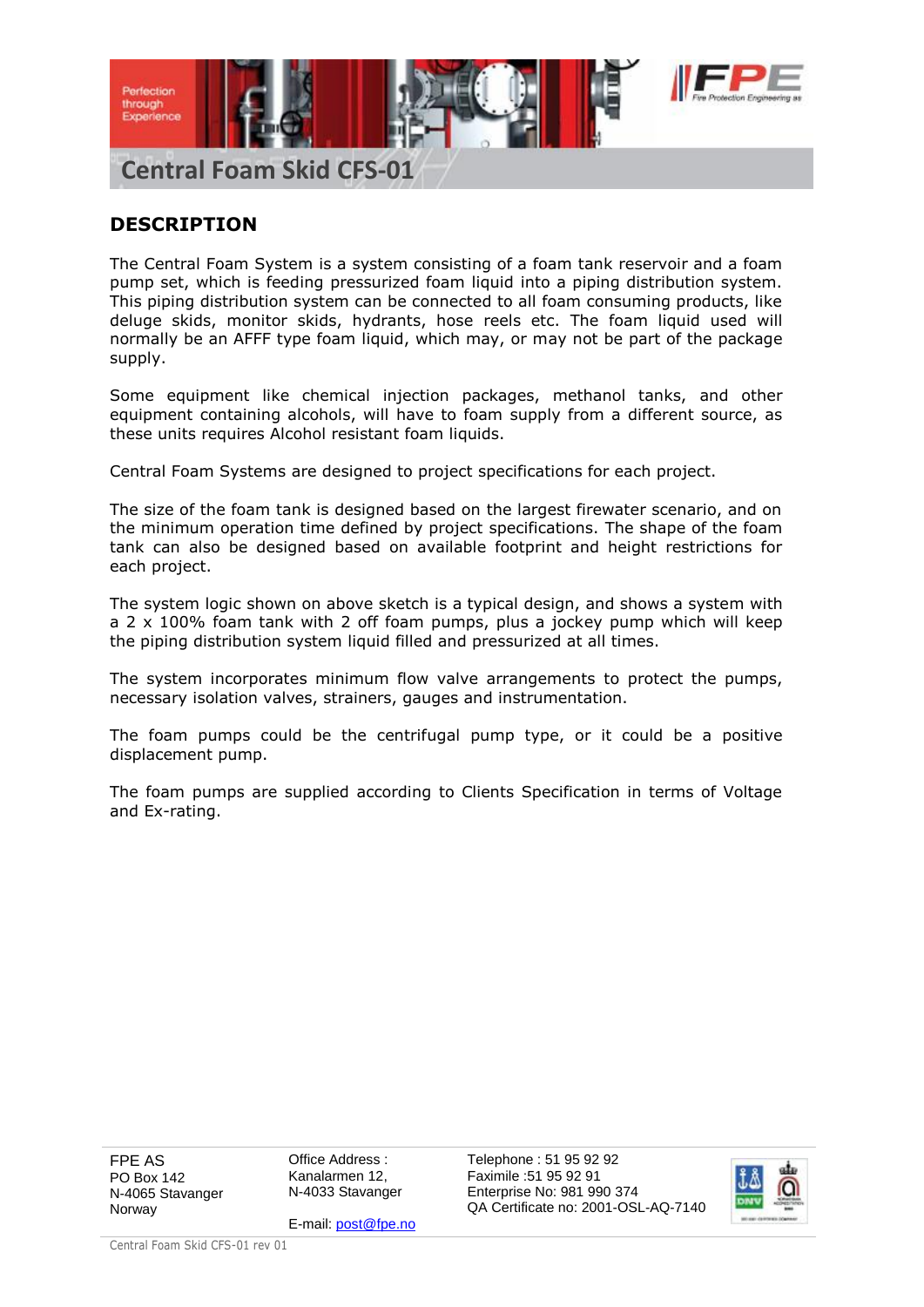# Central Foam Skid CFS-01

## DESCRIPTION

The Central Foam System is a system consisting of a foam tank reservoir and a foam pump set, which is feeding pressurized foam liquid into a piping distribution system. This piping distribution system can be connected to all foam consuming products, like deluge skids, monitor skids, hydrants, hose reels etc. The foam liquid used will normally be an AFFF type foam liquid, which may, or may not be part of the package supply.

Some equipment like chemical injection packages, methanol tanks, and other equipment containing alcohols, will have to foam supply from a different source, as these units requires Alcohol resistant foam liquids.

Central Foam Systems are designed to project specifications for each project.

The size of the foam tank is designed based on the largest firewater scenario, and on the minimum operation time defined by project specifications. The shape of the foam tank can also be designed based on available footprint and height restrictions for each project.

The system logic shown on above sketch is a typical design, and shows a system with a 2 x 100% foam tank with 2 off foam pumps, plus a jockey pump which will keep the piping distribution system liquid filled and pressurized at all times.

The system incorporates minimum flow valve arrangements to protect the pumps, necessary isolation valves, strainers, gauges and instrumentation.

The foam pumps could be the centrifugal pump type, or it could be a positive displacement pump.

The foam pumps are supplied according to Clients Specification in terms of Voltage and Ex-rating.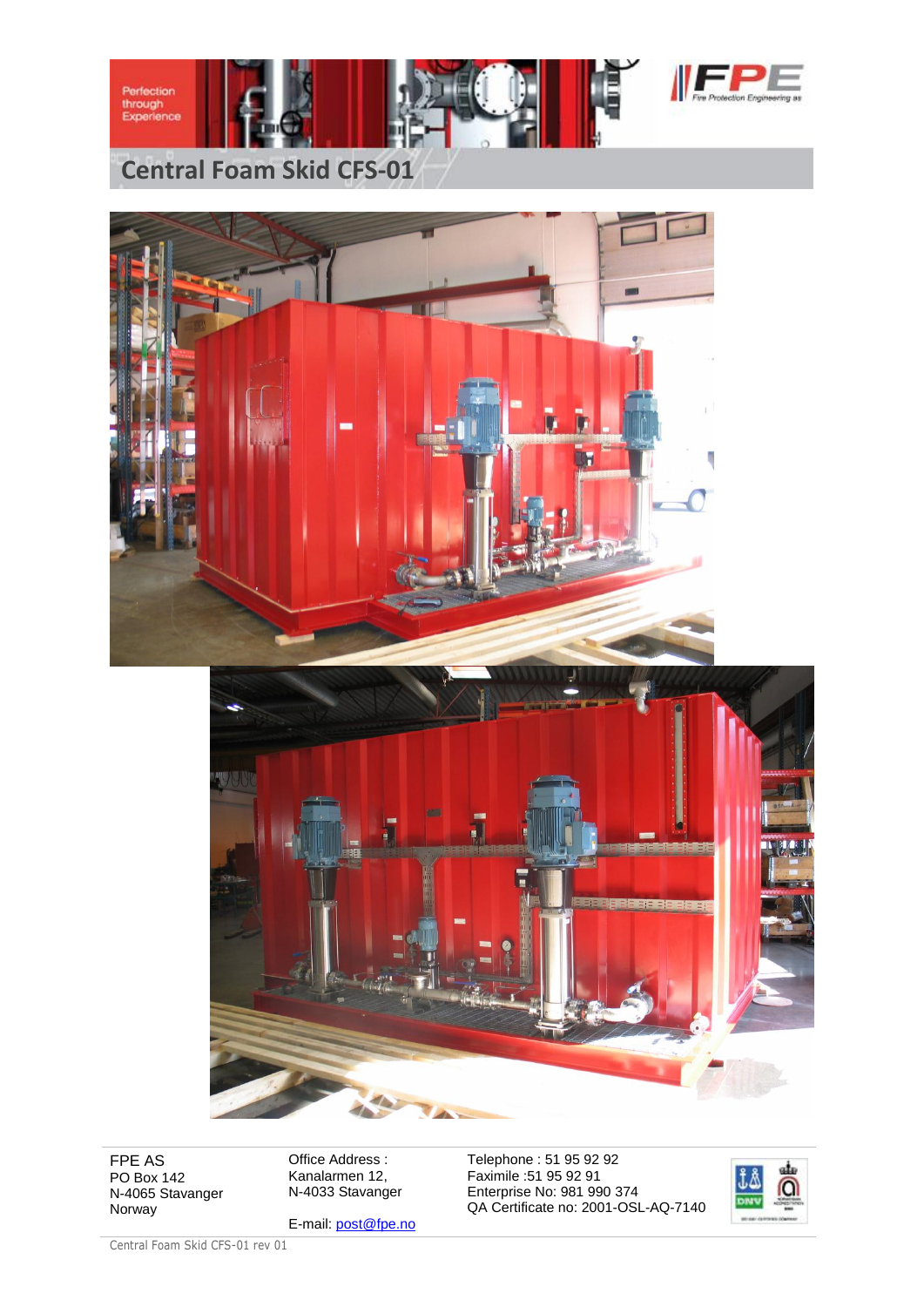# Central Foam Skid CFS-01

FPE AS
PO Box 142
N-4065 Stavanger
Norway

Office Address :
Kanalarmen 12,
N-4033 Stavanger

E-mail: post@fpe.no

Telephone : 51 95 92 92
Faximile :51 95 92 91
Enterprise No: 981 990 374
QA Certificate no: 2001-OSL-AQ-7140